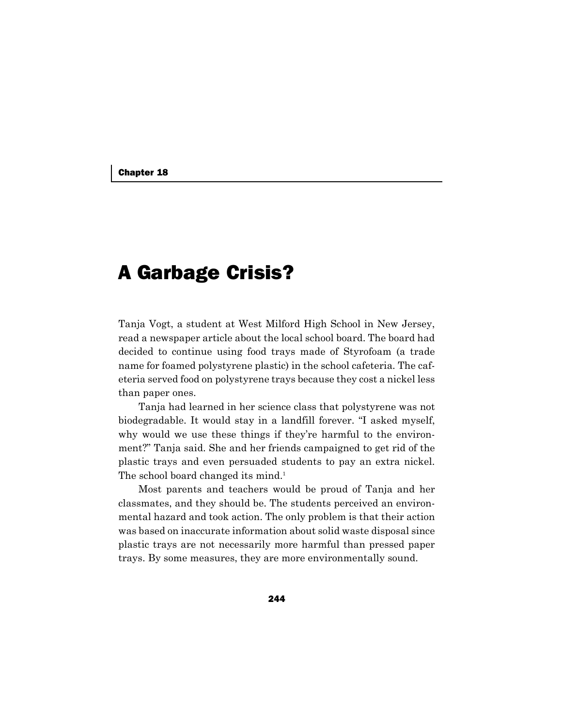Chapter 18

# A Garbage Crisis?

Tanja Vogt, a student at West Milford High School in New Jersey, read a newspaper article about the local school board. The board had decided to continue using food trays made of Styrofoam (a trade name for foamed polystyrene plastic) in the school cafeteria. The cafeteria served food on polystyrene trays because they cost a nickel less than paper ones.

Tanja had learned in her science class that polystyrene was not biodegradable. It would stay in a landfill forever. "I asked myself, why would we use these things if they're harmful to the environment?" Tanja said. She and her friends campaigned to get rid of the plastic trays and even persuaded students to pay an extra nickel. The school board changed its mind.[1]

Most parents and teachers would be proud of Tanja and her classmates, and they should be. The students perceived an environmental hazard and took action. The only problem is that their action was based on inaccurate information about solid waste disposal since plastic trays are not necessarily more harmful than pressed paper trays. By some measures, they are more environmentally sound.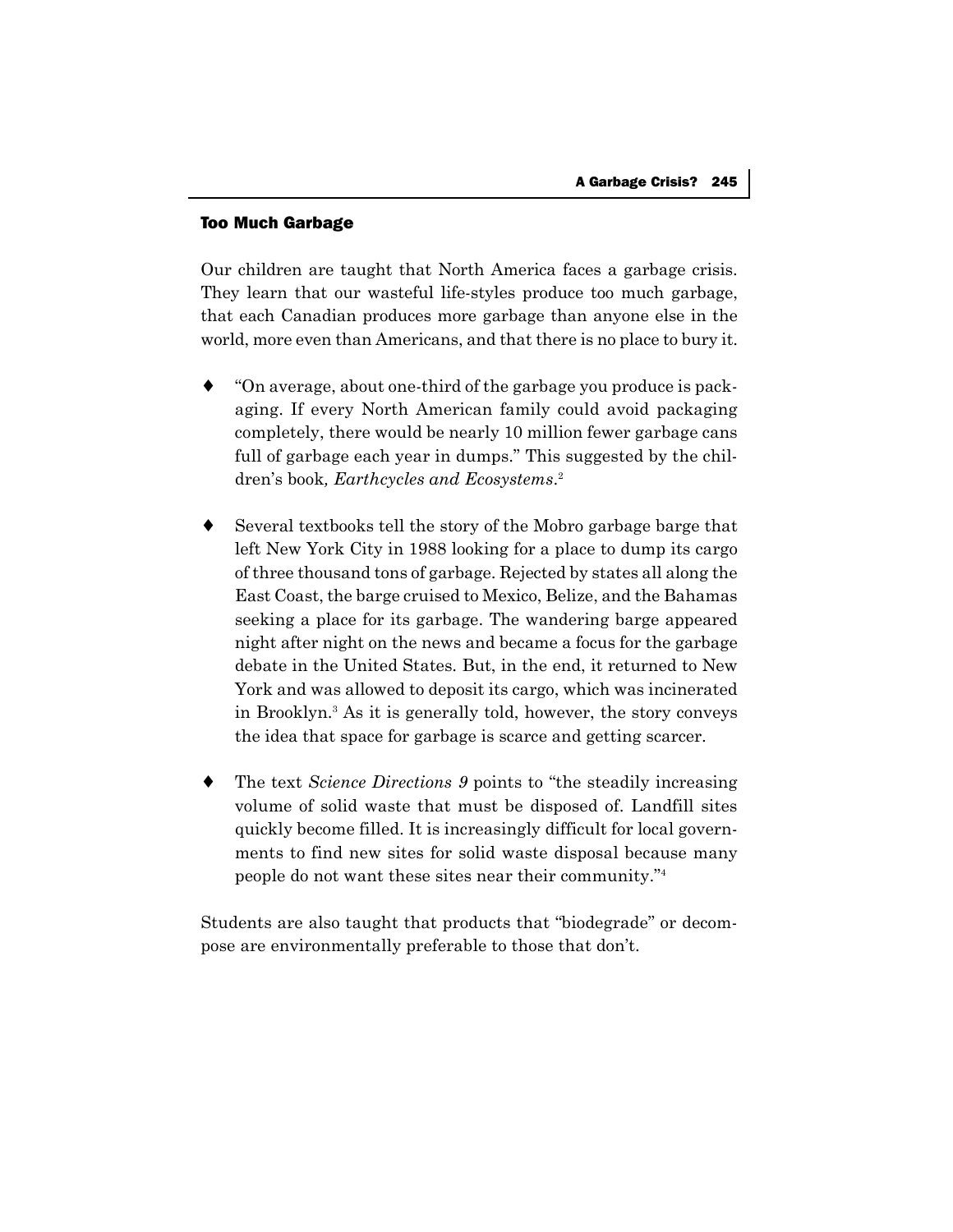## Too Much Garbage

Our children are taught that North America faces a garbage crisis. They learn that our wasteful life-styles produce too much garbage, that each Canadian produces more garbage than anyone else in the world, more even than Americans, and that there is no place to bury it.

- "On average, about one-third of the garbage you produce is packaging. If every North American family could avoid packaging completely, there would be nearly 10 million fewer garbage cans full of garbage each year in dumps." This suggested by the children's book*, Earthcycles and Ecosystems*.[2]

- Several textbooks tell the story of the Mobro garbage barge that left New York City in 1988 looking for a place to dump its cargo of three thousand tons of garbage. Rejected by states all along the East Coast, the barge cruised to Mexico, Belize, and the Bahamas seeking a place for its garbage. The wandering barge appeared night after night on the news and became a focus for the garbage debate in the United States. But, in the end, it returned to New York and was allowed to deposit its cargo, which was incinerated in Brooklyn.[3] As it is generally told, however, the story conveys the idea that space for garbage is scarce and getting scarcer.

- The text *Science Directions 9* points to "the steadily increasing volume of solid waste that must be disposed of. Landfill sites quickly become filled. It is increasingly difficult for local governments to find new sites for solid waste disposal because many people do not want these sites near their community."[4]

Students are also taught that products that "biodegrade" or decompose are environmentally preferable to those that don't.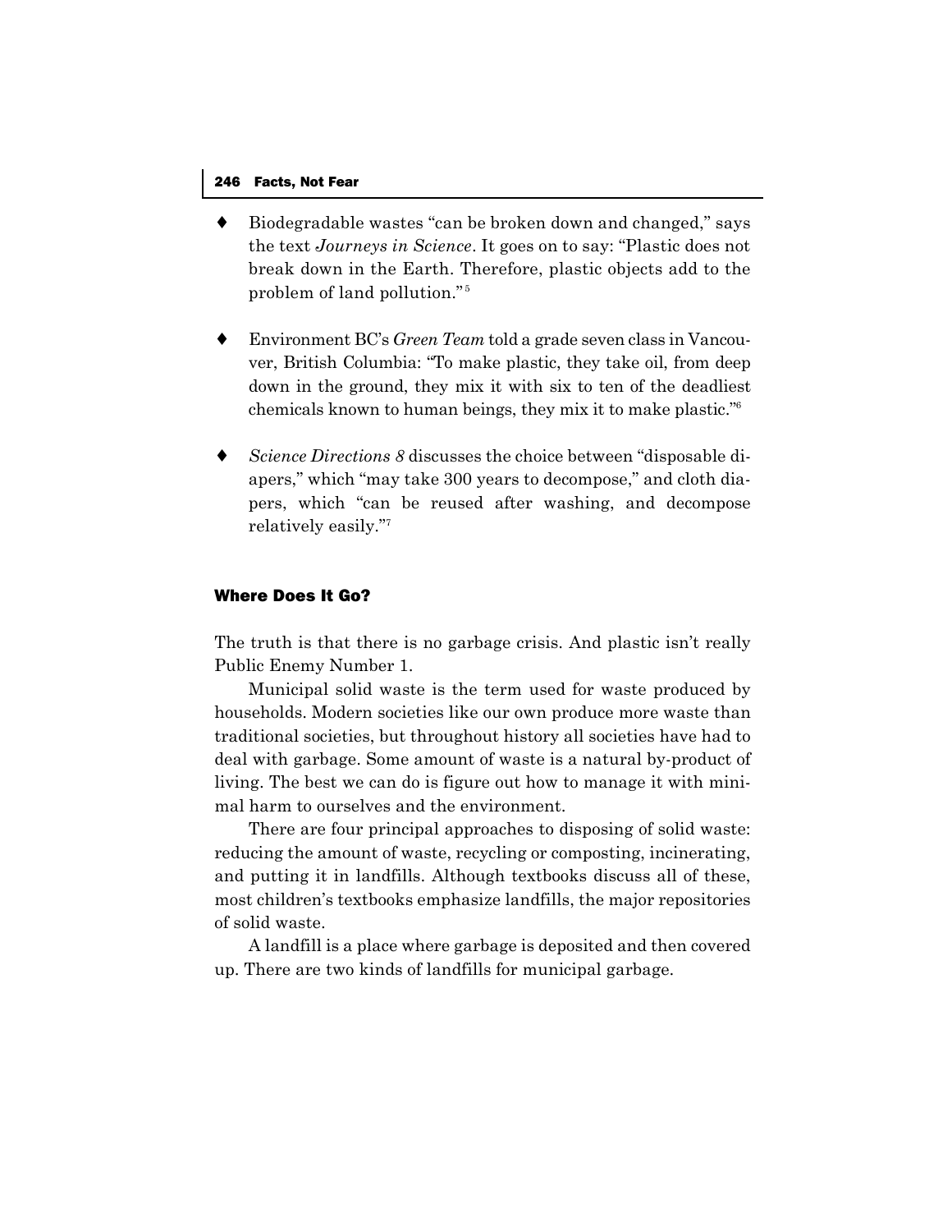- Biodegradable wastes "can be broken down and changed," says the text *Journeys in Science*. It goes on to say: "Plastic does not break down in the Earth. Therefore, plastic objects add to the problem of land pollution."[5]

- Environment BC's *Green Team* told a grade seven class in Vancouver, British Columbia: "To make plastic, they take oil, from deep down in the ground, they mix it with six to ten of the deadliest chemicals known to human beings, they mix it to make plastic."[6]

- *Science Directions 8* discusses the choice between "disposable diapers," which "may take 300 years to decompose," and cloth diapers, which "can be reused after washing, and decompose relatively easily."[7]

### Where Does It Go?

The truth is that there is no garbage crisis. And plastic isn't really Public Enemy Number 1.

Municipal solid waste is the term used for waste produced by households. Modern societies like our own produce more waste than traditional societies, but throughout history all societies have had to deal with garbage. Some amount of waste is a natural by-product of living. The best we can do is figure out how to manage it with minimal harm to ourselves and the environment.

There are four principal approaches to disposing of solid waste: reducing the amount of waste, recycling or composting, incinerating, and putting it in landfills. Although textbooks discuss all of these, most children's textbooks emphasize landfills, the major repositories of solid waste.

A landfill is a place where garbage is deposited and then covered up. There are two kinds of landfills for municipal garbage.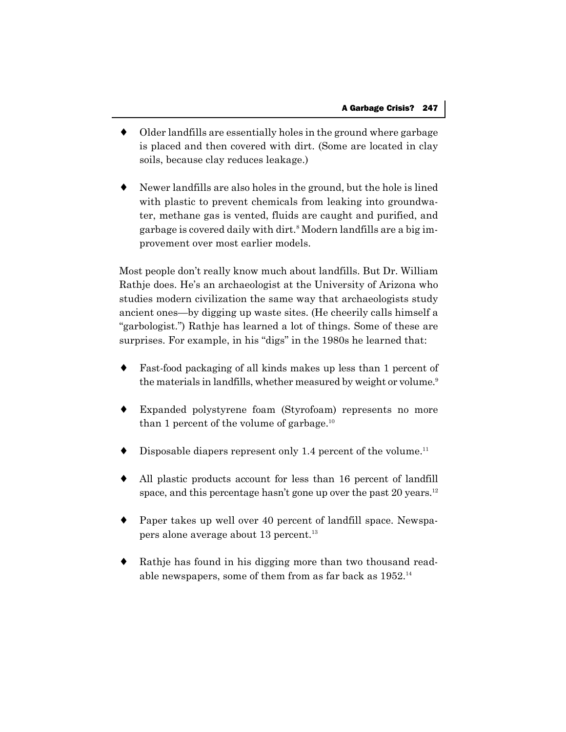- Older landfills are essentially holes in the ground where garbage is placed and then covered with dirt. (Some are located in clay soils, because clay reduces leakage.)

- Newer landfills are also holes in the ground, but the hole is lined with plastic to prevent chemicals from leaking into groundwater, methane gas is vented, fluids are caught and purified, and garbage is covered daily with dirt.[8] Modern landfills are a big improvement over most earlier models.

Most people don't really know much about landfills. But Dr. William Rathje does. He's an archaeologist at the University of Arizona who studies modern civilization the same way that archaeologists study ancient ones—by digging up waste sites. (He cheerily calls himself a "garbologist.") Rathje has learned a lot of things. Some of these are surprises. For example, in his "digs" in the 1980s he learned that:

- Fast-food packaging of all kinds makes up less than 1 percent of the materials in landfills, whether measured by weight or volume.[9]

- Expanded polystyrene foam (Styrofoam) represents no more than 1 percent of the volume of garbage.[10]

- Disposable diapers represent only 1.4 percent of the volume.[11]

- All plastic products account for less than 16 percent of landfill space, and this percentage hasn't gone up over the past 20 years.[12]

- Paper takes up well over 40 percent of landfill space. Newspapers alone average about 13 percent.[13]

- Rathje has found in his digging more than two thousand readable newspapers, some of them from as far back as 1952.[14]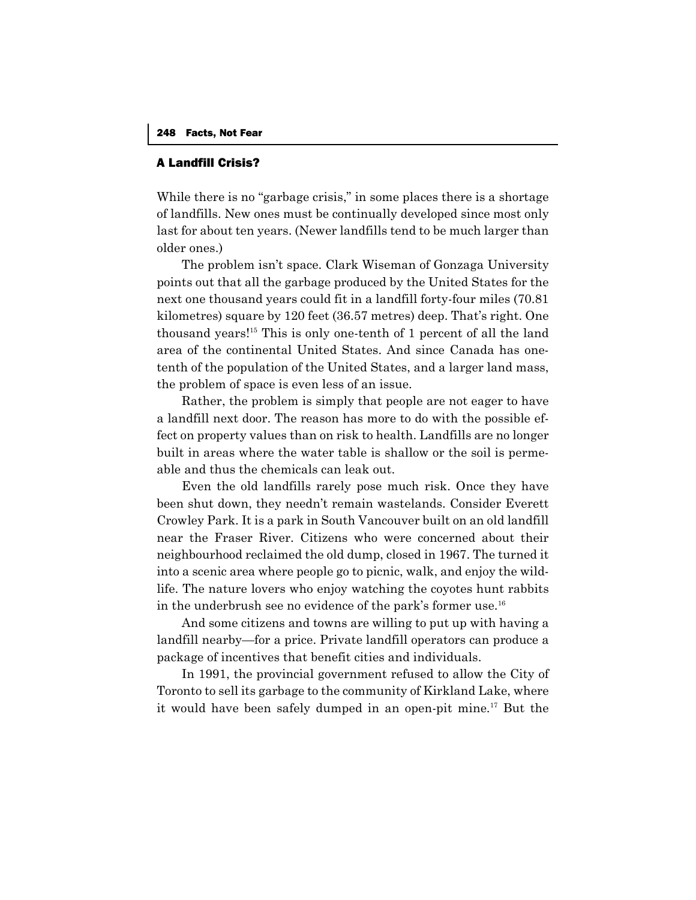### A Landfill Crisis?

While there is no "garbage crisis," in some places there is a shortage of landfills. New ones must be continually developed since most only last for about ten years. (Newer landfills tend to be much larger than older ones.)

The problem isn't space. Clark Wiseman of Gonzaga University points out that all the garbage produced by the United States for the next one thousand years could fit in a landfill forty-four miles (70.81 kilometres) square by 120 feet (36.57 metres) deep. That's right. One thousand years![15] This is only one-tenth of 1 percent of all the land area of the continental United States. And since Canada has one-tenth of the population of the United States, and a larger land mass, the problem of space is even less of an issue.

Rather, the problem is simply that people are not eager to have a landfill next door. The reason has more to do with the possible effect on property values than on risk to health. Landfills are no longer built in areas where the water table is shallow or the soil is permeable and thus the chemicals can leak out.

Even the old landfills rarely pose much risk. Once they have been shut down, they needn't remain wastelands. Consider Everett Crowley Park. It is a park in South Vancouver built on an old landfill near the Fraser River. Citizens who were concerned about their neighbourhood reclaimed the old dump, closed in 1967. The turned it into a scenic area where people go to picnic, walk, and enjoy the wildlife. The nature lovers who enjoy watching the coyotes hunt rabbits in the underbrush see no evidence of the park's former use.[16]

And some citizens and towns are willing to put up with having a landfill nearby—for a price. Private landfill operators can produce a package of incentives that benefit cities and individuals.

In 1991, the provincial government refused to allow the City of Toronto to sell its garbage to the community of Kirkland Lake, where it would have been safely dumped in an open-pit mine.[17] But the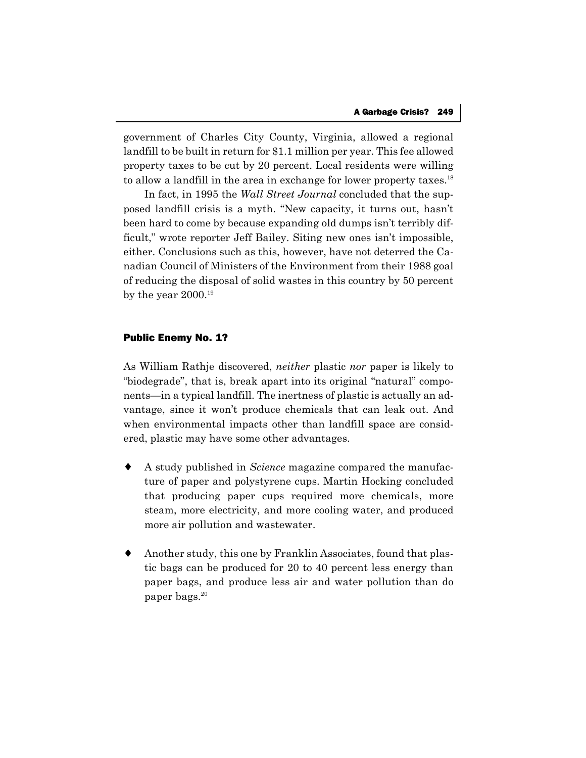government of Charles City County, Virginia, allowed a regional landfill to be built in return for $1.1 million per year. This fee allowed property taxes to be cut by 20 percent. Local residents were willing to allow a landfill in the area in exchange for lower property taxes.[18]

In fact, in 1995 the *Wall Street Journal* concluded that the supposed landfill crisis is a myth. "New capacity, it turns out, hasn't been hard to come by because expanding old dumps isn't terribly difficult," wrote reporter Jeff Bailey. Siting new ones isn't impossible, either. Conclusions such as this, however, have not deterred the Canadian Council of Ministers of the Environment from their 1988 goal of reducing the disposal of solid wastes in this country by 50 percent by the year 2000.[19]

## Public Enemy No. 1?

As William Rathje discovered, *neither* plastic *nor* paper is likely to "biodegrade", that is, break apart into its original "natural" components—in a typical landfill. The inertness of plastic is actually an advantage, since it won't produce chemicals that can leak out. And when environmental impacts other than landfill space are considered, plastic may have some other advantages.

- A study published in *Science* magazine compared the manufacture of paper and polystyrene cups. Martin Hocking concluded that producing paper cups required more chemicals, more steam, more electricity, and more cooling water, and produced more air pollution and wastewater.

- Another study, this one by Franklin Associates, found that plastic bags can be produced for 20 to 40 percent less energy than paper bags, and produce less air and water pollution than do paper bags.[20]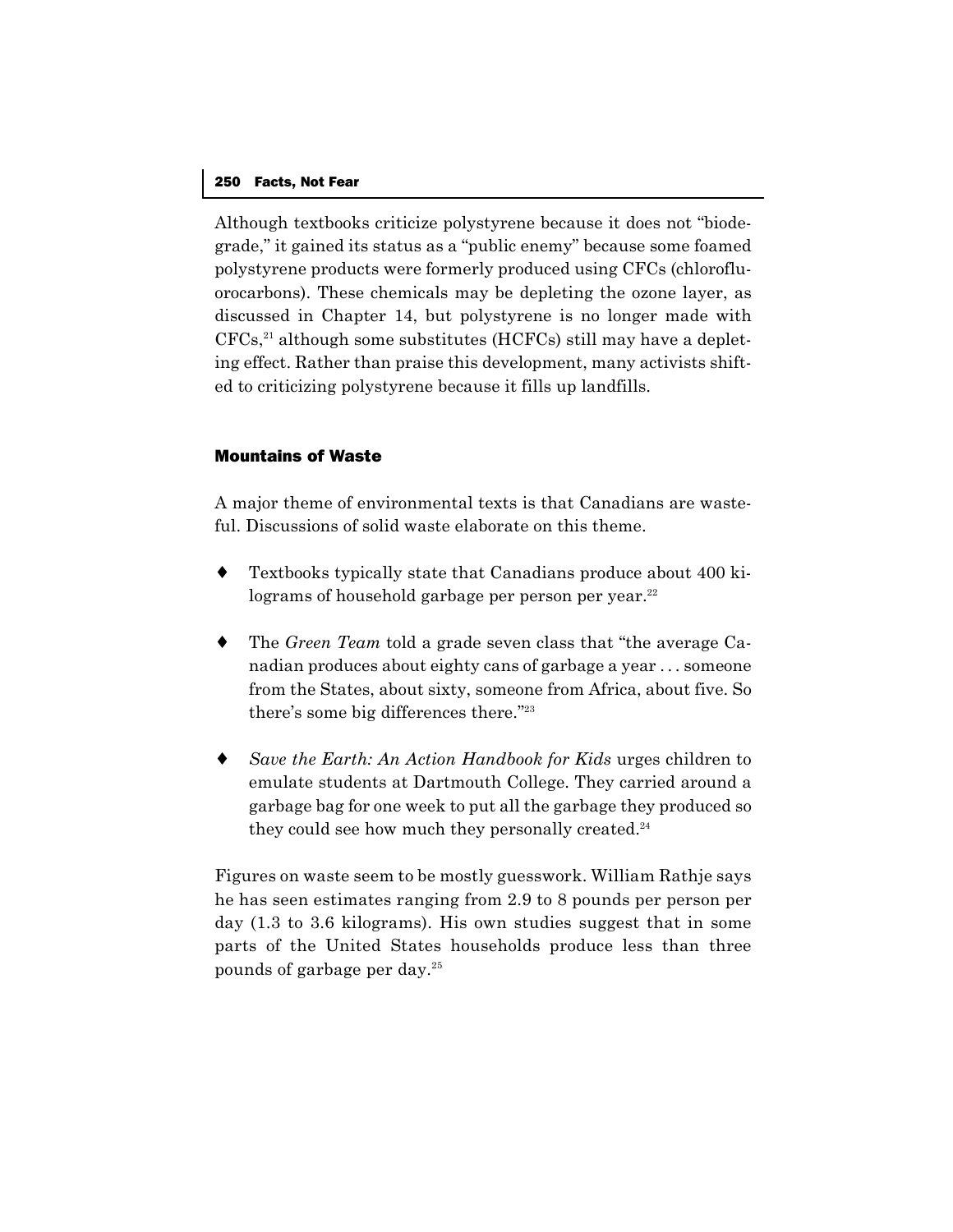Although textbooks criticize polystyrene because it does not "biodegrade," it gained its status as a "public enemy" because some foamed polystyrene products were formerly produced using CFCs (chlorofluorocarbons). These chemicals may be depleting the ozone layer, as discussed in Chapter 14, but polystyrene is no longer made with CFCs,[21] although some substitutes (HCFCs) still may have a depleting effect. Rather than praise this development, many activists shifted to criticizing polystyrene because it fills up landfills.

## Mountains of Waste

A major theme of environmental texts is that Canadians are wasteful. Discussions of solid waste elaborate on this theme.

- Textbooks typically state that Canadians produce about 400 kilograms of household garbage per person per year.[22]
- The *Green Team* told a grade seven class that "the average Canadian produces about eighty cans of garbage a year . . . someone from the States, about sixty, someone from Africa, about five. So there's some big differences there."[23]
- *Save the Earth: An Action Handbook for Kids* urges children to emulate students at Dartmouth College. They carried around a garbage bag for one week to put all the garbage they produced so they could see how much they personally created.[24]

Figures on waste seem to be mostly guesswork. William Rathje says he has seen estimates ranging from 2.9 to 8 pounds per person per day (1.3 to 3.6 kilograms). His own studies suggest that in some parts of the United States households produce less than three pounds of garbage per day.[25]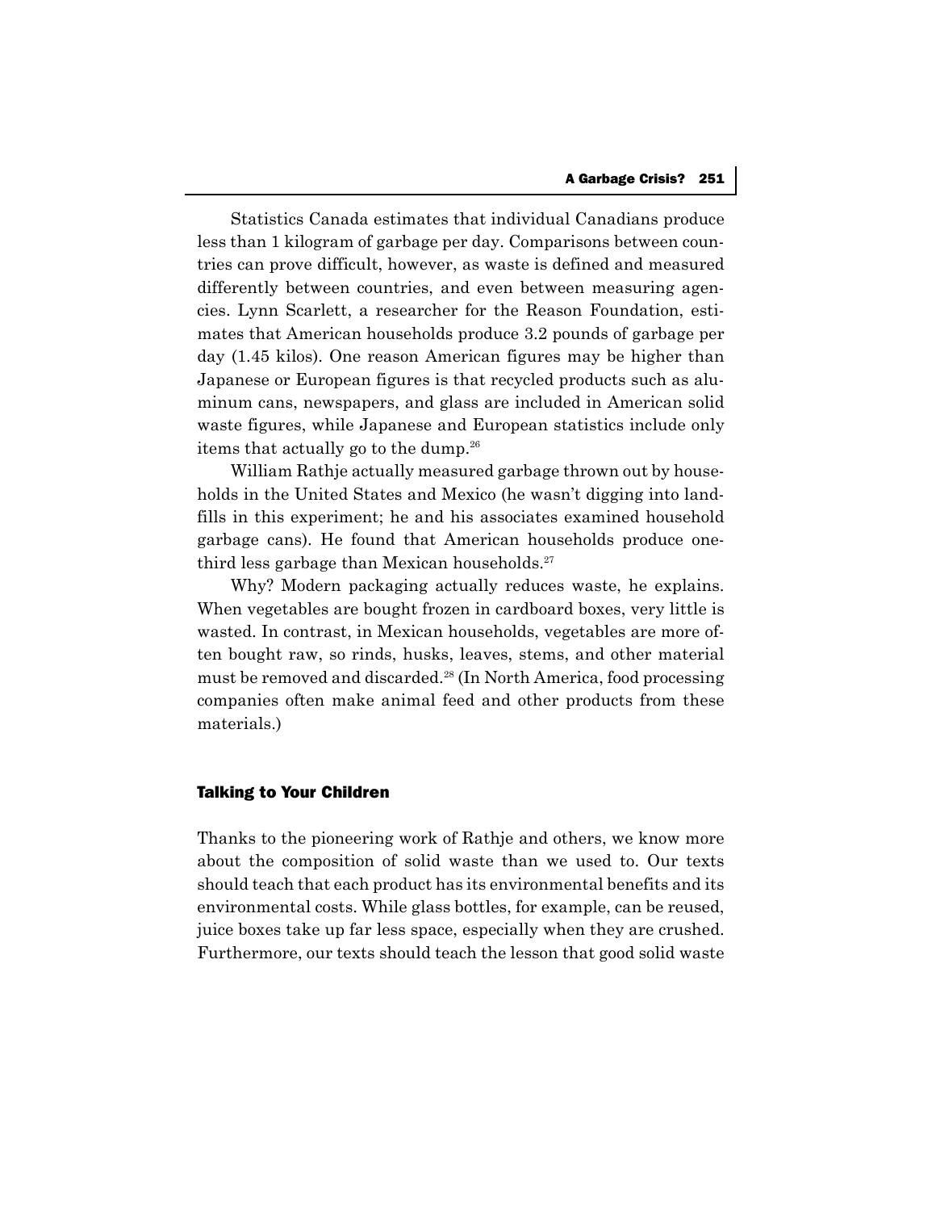Statistics Canada estimates that individual Canadians produce less than 1 kilogram of garbage per day. Comparisons between countries can prove difficult, however, as waste is defined and measured differently between countries, and even between measuring agencies. Lynn Scarlett, a researcher for the Reason Foundation, estimates that American households produce 3.2 pounds of garbage per day (1.45 kilos). One reason American figures may be higher than Japanese or European figures is that recycled products such as aluminum cans, newspapers, and glass are included in American solid waste figures, while Japanese and European statistics include only items that actually go to the dump.[26]

William Rathje actually measured garbage thrown out by households in the United States and Mexico (he wasn't digging into landfills in this experiment; he and his associates examined household garbage cans). He found that American households produce one-third less garbage than Mexican households.[27]

Why? Modern packaging actually reduces waste, he explains. When vegetables are bought frozen in cardboard boxes, very little is wasted. In contrast, in Mexican households, vegetables are more often bought raw, so rinds, husks, leaves, stems, and other material must be removed and discarded.[28] (In North America, food processing companies often make animal feed and other products from these materials.)

## Talking to Your Children

Thanks to the pioneering work of Rathje and others, we know more about the composition of solid waste than we used to. Our texts should teach that each product has its environmental benefits and its environmental costs. While glass bottles, for example, can be reused, juice boxes take up far less space, especially when they are crushed. Furthermore, our texts should teach the lesson that good solid waste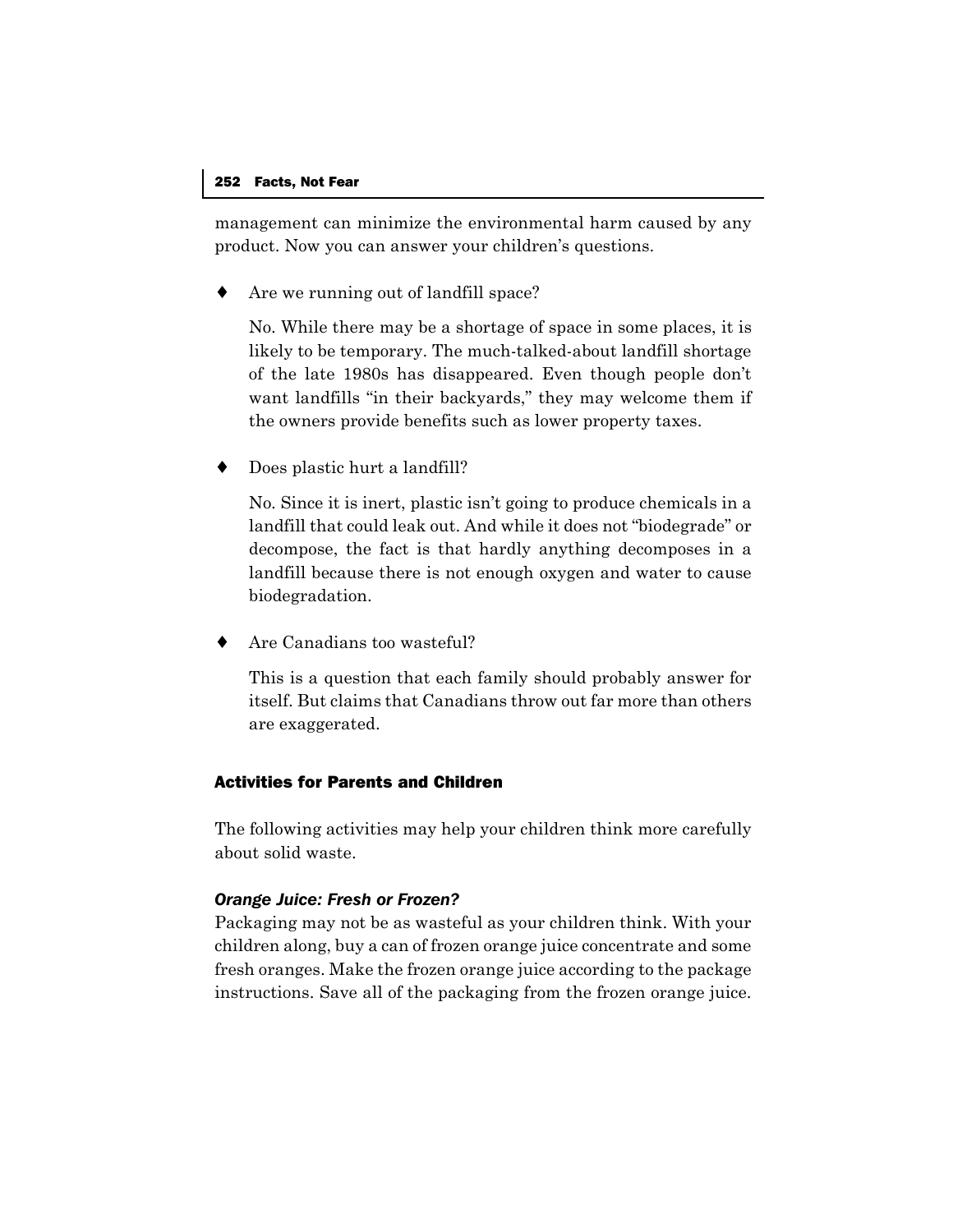management can minimize the environmental harm caused by any product. Now you can answer your children's questions.

- Are we running out of landfill space?

  No. While there may be a shortage of space in some places, it is likely to be temporary. The much-talked-about landfill shortage of the late 1980s has disappeared. Even though people don't want landfills "in their backyards," they may welcome them if the owners provide benefits such as lower property taxes.

- Does plastic hurt a landfill?

  No. Since it is inert, plastic isn't going to produce chemicals in a landfill that could leak out. And while it does not "biodegrade" or decompose, the fact is that hardly anything decomposes in a landfill because there is not enough oxygen and water to cause biodegradation.

- Are Canadians too wasteful?

  This is a question that each family should probably answer for itself. But claims that Canadians throw out far more than others are exaggerated.

## Activities for Parents and Children

The following activities may help your children think more carefully about solid waste.

### *Orange Juice: Fresh or Frozen?*

Packaging may not be as wasteful as your children think. With your children along, buy a can of frozen orange juice concentrate and some fresh oranges. Make the frozen orange juice according to the package instructions. Save all of the packaging from the frozen orange juice.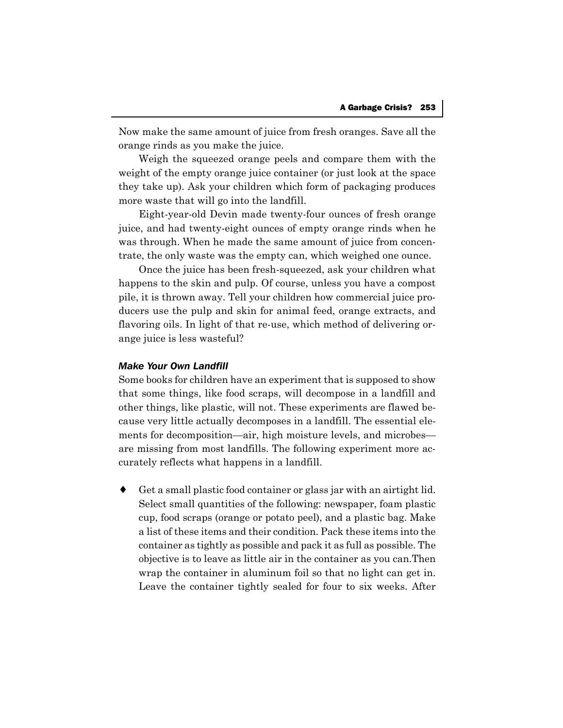Now make the same amount of juice from fresh oranges. Save all the orange rinds as you make the juice.

Weigh the squeezed orange peels and compare them with the weight of the empty orange juice container (or just look at the space they take up). Ask your children which form of packaging produces more waste that will go into the landfill.

Eight-year-old Devin made twenty-four ounces of fresh orange juice, and had twenty-eight ounces of empty orange rinds when he was through. When he made the same amount of juice from concentrate, the only waste was the empty can, which weighed one ounce.

Once the juice has been fresh-squeezed, ask your children what happens to the skin and pulp. Of course, unless you have a compost pile, it is thrown away. Tell your children how commercial juice producers use the pulp and skin for animal feed, orange extracts, and flavoring oils. In light of that re-use, which method of delivering orange juice is less wasteful?

### *Make Your Own Landfill*

Some books for children have an experiment that is supposed to show that some things, like food scraps, will decompose in a landfill and other things, like plastic, will not. These experiments are flawed because very little actually decomposes in a landfill. The essential elements for decomposition—air, high moisture levels, and microbes—are missing from most landfills. The following experiment more accurately reflects what happens in a landfill.

- Get a small plastic food container or glass jar with an airtight lid. Select small quantities of the following: newspaper, foam plastic cup, food scraps (orange or potato peel), and a plastic bag. Make a list of these items and their condition. Pack these items into the container as tightly as possible and pack it as full as possible. The objective is to leave as little air in the container as you can.Then wrap the container in aluminum foil so that no light can get in. Leave the container tightly sealed for four to six weeks. After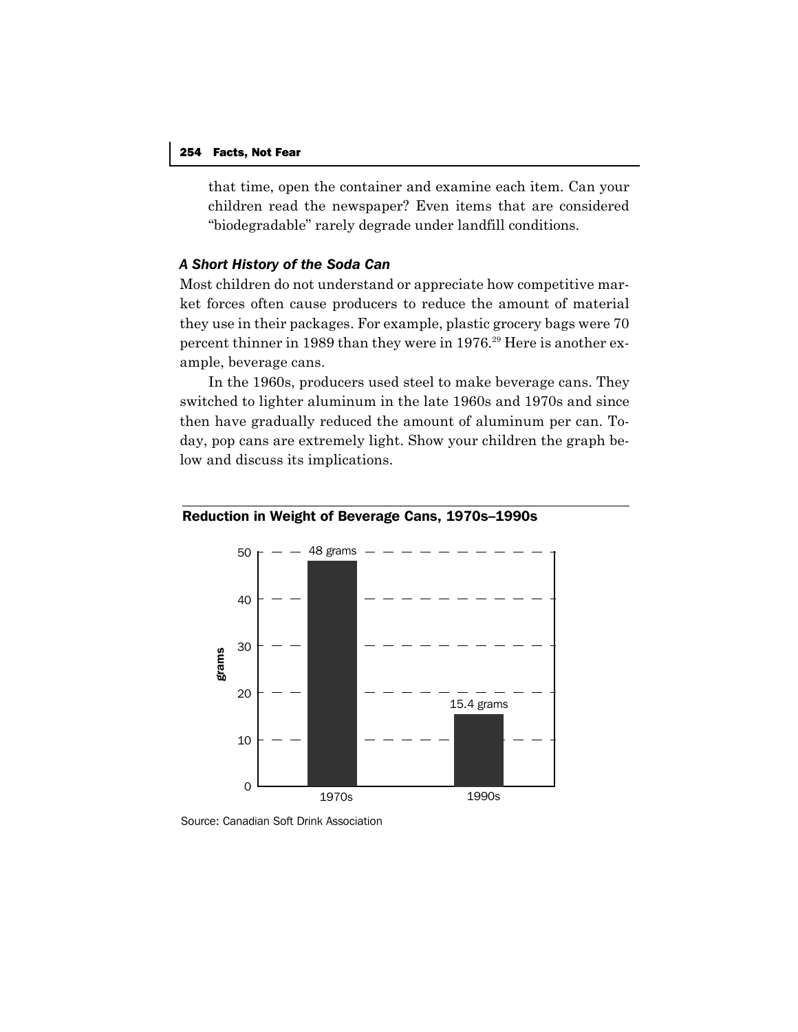that time, open the container and examine each item. Can your children read the newspaper? Even items that are considered "biodegradable" rarely degrade under landfill conditions.

### *A Short History of the Soda Can*

Most children do not understand or appreciate how competitive market forces often cause producers to reduce the amount of material they use in their packages. For example, plastic grocery bags were 70 percent thinner in 1989 than they were in 1976.[29] Here is another example, beverage cans.

In the 1960s, producers used steel to make beverage cans. They switched to lighter aluminum in the late 1960s and 1970s and since then have gradually reduced the amount of aluminum per can. Today, pop cans are extremely light. Show your children the graph below and discuss its implications.

**Reduction in Weight of Beverage Cans, 1970s–1990s**

| Period | Weight (grams) |
|---|---|
| 1970s | 48 grams |
| 1990s | 15.4 grams |

Source: Canadian Soft Drink Association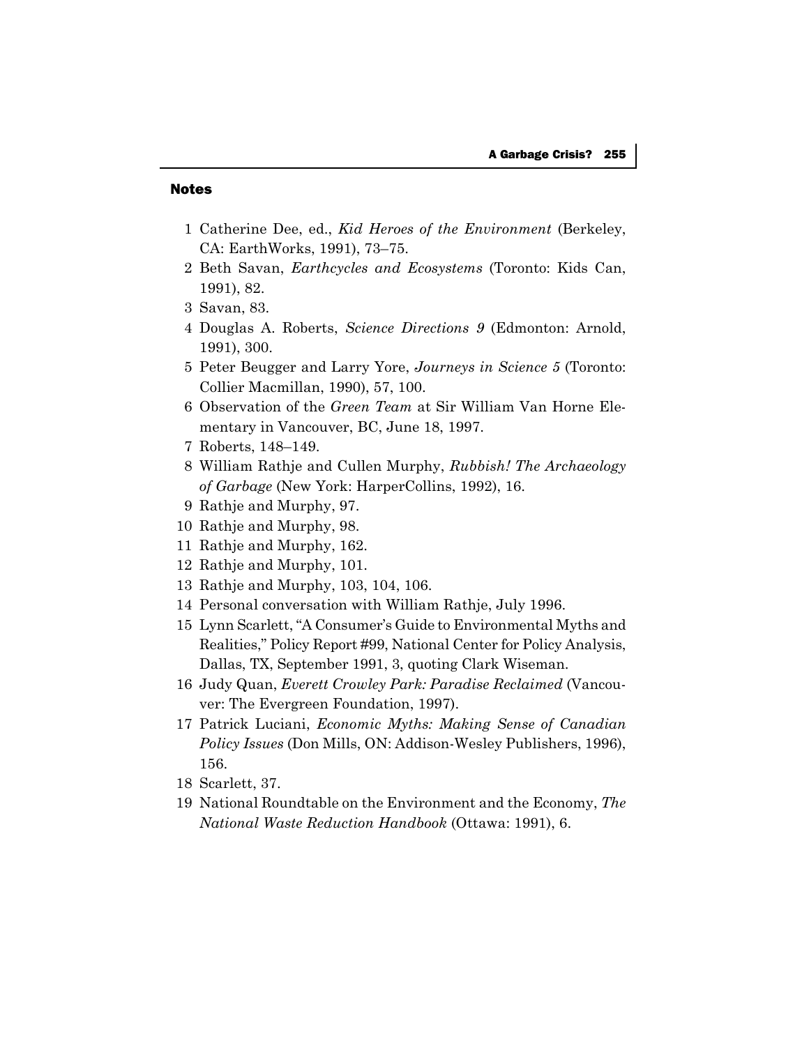## Notes

1. Catherine Dee, ed., *Kid Heroes of the Environment* (Berkeley, CA: EarthWorks, 1991), 73–75.
2. Beth Savan, *Earthcycles and Ecosystems* (Toronto: Kids Can, 1991), 82.
3. Savan, 83.
4. Douglas A. Roberts, *Science Directions 9* (Edmonton: Arnold, 1991), 300.
5. Peter Beugger and Larry Yore, *Journeys in Science 5* (Toronto: Collier Macmillan, 1990), 57, 100.
6. Observation of the *Green Team* at Sir William Van Horne Elementary in Vancouver, BC, June 18, 1997.
7. Roberts, 148–149.
8. William Rathje and Cullen Murphy, *Rubbish! The Archaeology of Garbage* (New York: HarperCollins, 1992), 16.
9. Rathje and Murphy, 97.
10. Rathje and Murphy, 98.
11. Rathje and Murphy, 162.
12. Rathje and Murphy, 101.
13. Rathje and Murphy, 103, 104, 106.
14. Personal conversation with William Rathje, July 1996.
15. Lynn Scarlett, "A Consumer's Guide to Environmental Myths and Realities," Policy Report #99, National Center for Policy Analysis, Dallas, TX, September 1991, 3, quoting Clark Wiseman.
16. Judy Quan, *Everett Crowley Park: Paradise Reclaimed* (Vancouver: The Evergreen Foundation, 1997).
17. Patrick Luciani, *Economic Myths: Making Sense of Canadian Policy Issues* (Don Mills, ON: Addison-Wesley Publishers, 1996), 156.
18. Scarlett, 37.
19. National Roundtable on the Environment and the Economy, *The National Waste Reduction Handbook* (Ottawa: 1991), 6.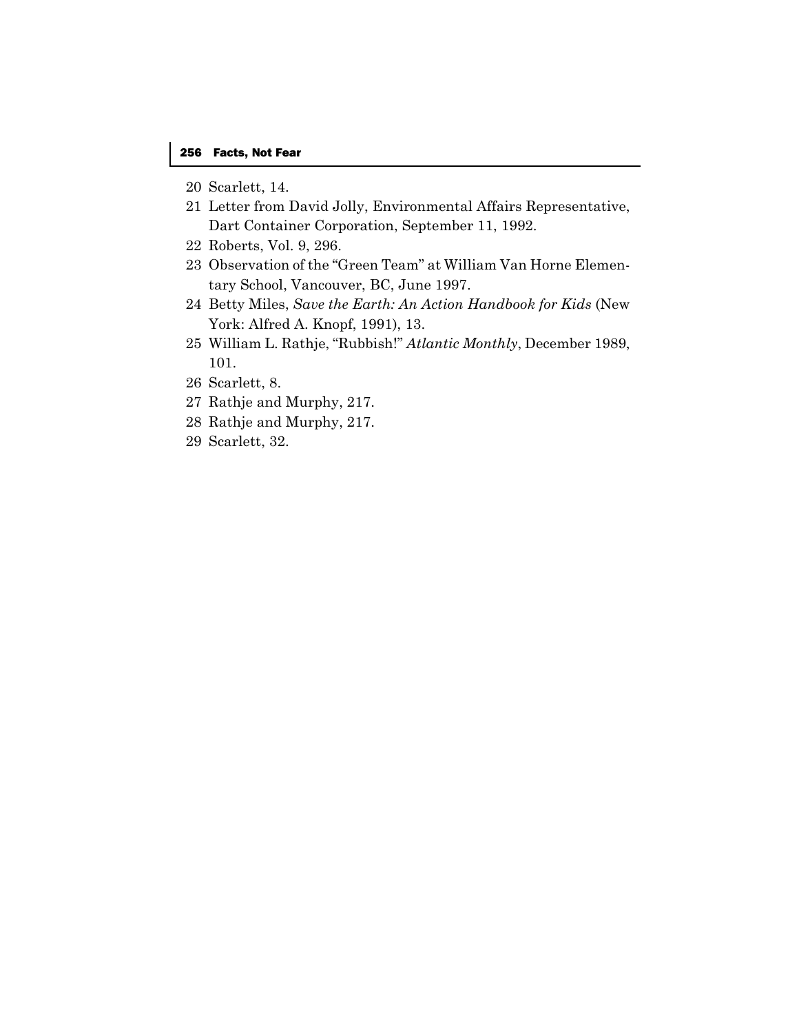20 Scarlett, 14.

21 Letter from David Jolly, Environmental Affairs Representative, Dart Container Corporation, September 11, 1992.

22 Roberts, Vol. 9, 296.

23 Observation of the "Green Team" at William Van Horne Elementary School, Vancouver, BC, June 1997.

24 Betty Miles, *Save the Earth: An Action Handbook for Kids* (New York: Alfred A. Knopf, 1991), 13.

25 William L. Rathje, "Rubbish!" *Atlantic Monthly*, December 1989, 101.

26 Scarlett, 8.

27 Rathje and Murphy, 217.

28 Rathje and Murphy, 217.

29 Scarlett, 32.